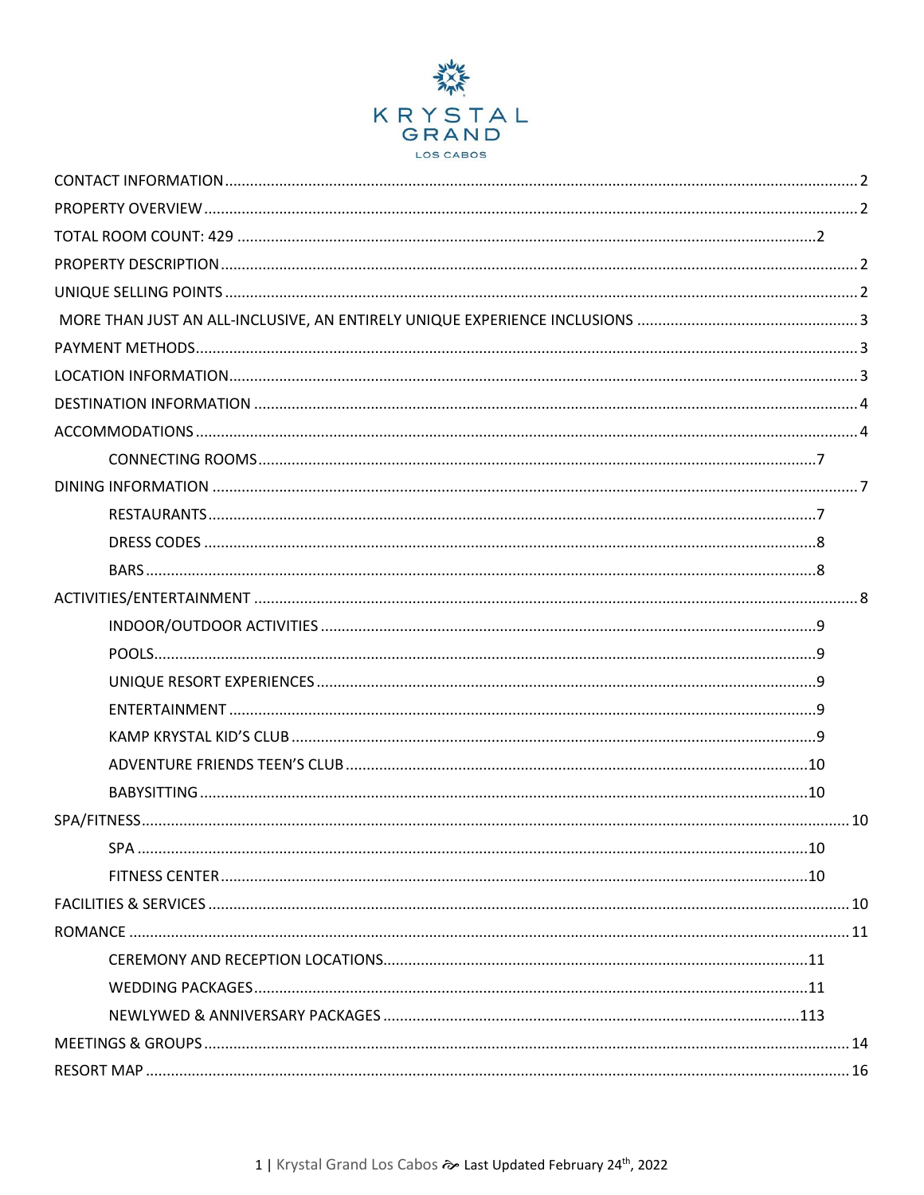# KRYSTAL GRAND

LOS CABOS

- CONTACT INFORMATION .......... 2
- PROPERTY OVERVIEW .......... 2
- TOTAL ROOM COUNT: 429 .......... 2
- PROPERTY DESCRIPTION .......... 2
- UNIQUE SELLING POINTS .......... 2
- MORE THAN JUST AN ALL-INCLUSIVE, AN ENTIRELY UNIQUE EXPERIENCE INCLUSIONS .......... 3
- PAYMENT METHODS .......... 3
- LOCATION INFORMATION .......... 3
- DESTINATION INFORMATION .......... 4
- ACCOMMODATIONS .......... 4
  - CONNECTING ROOMS .......... 7
- DINING INFORMATION .......... 7
  - RESTAURANTS .......... 7
  - DRESS CODES .......... 8
  - BARS .......... 8
- ACTIVITIES/ENTERTAINMENT .......... 8
  - INDOOR/OUTDOOR ACTIVITIES .......... 9
  - POOLS .......... 9
  - UNIQUE RESORT EXPERIENCES .......... 9
  - ENTERTAINMENT .......... 9
  - KAMP KRYSTAL KID'S CLUB .......... 9
  - ADVENTURE FRIENDS TEEN'S CLUB .......... 10
  - BABYSITTING .......... 10
- SPA/FITNESS .......... 10
  - SPA .......... 10
  - FITNESS CENTER .......... 10
- FACILITIES & SERVICES .......... 10
- ROMANCE .......... 11
  - CEREMONY AND RECEPTION LOCATIONS .......... 11
  - WEDDING PACKAGES .......... 11
  - NEWLYWED & ANNIVERSARY PACKAGES .......... 113
- MEETINGS & GROUPS .......... 14
- RESORT MAP .......... 16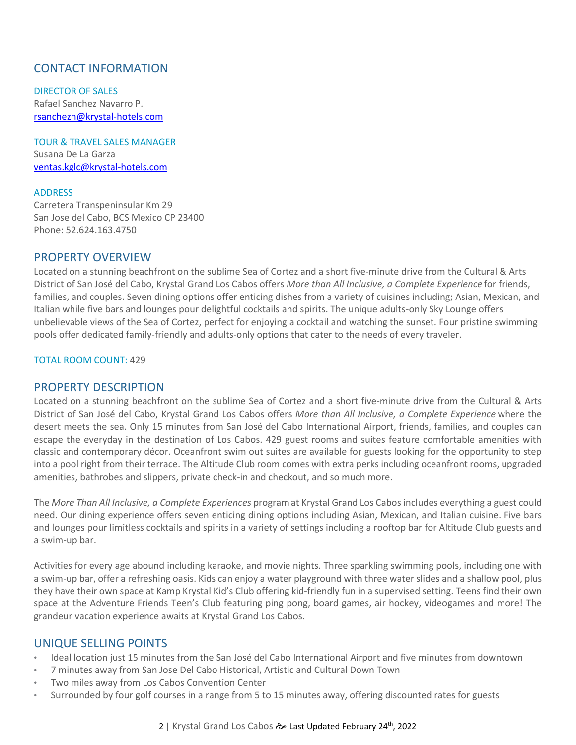## CONTACT INFORMATION

### DIRECTOR OF SALES

Rafael Sanchez Navarro P.
rsanchezn@krystal-hotels.com

### TOUR & TRAVEL SALES MANAGER

Susana De La Garza
ventas.kglc@krystal-hotels.com

### ADDRESS

Carretera Transpeninsular Km 29
San Jose del Cabo, BCS Mexico CP 23400
Phone: 52.624.163.4750

## PROPERTY OVERVIEW

Located on a stunning beachfront on the sublime Sea of Cortez and a short five-minute drive from the Cultural & Arts District of San José del Cabo, Krystal Grand Los Cabos offers *More than All Inclusive, a Complete Experience* for friends, families, and couples. Seven dining options offer enticing dishes from a variety of cuisines including; Asian, Mexican, and Italian while five bars and lounges pour delightful cocktails and spirits. The unique adults-only Sky Lounge offers unbelievable views of the Sea of Cortez, perfect for enjoying a cocktail and watching the sunset. Four pristine swimming pools offer dedicated family-friendly and adults-only options that cater to the needs of every traveler.

TOTAL ROOM COUNT: 429

## PROPERTY DESCRIPTION

Located on a stunning beachfront on the sublime Sea of Cortez and a short five-minute drive from the Cultural & Arts District of San José del Cabo, Krystal Grand Los Cabos offers *More than All Inclusive, a Complete Experience* where the desert meets the sea. Only 15 minutes from San José del Cabo International Airport, friends, families, and couples can escape the everyday in the destination of Los Cabos. 429 guest rooms and suites feature comfortable amenities with classic and contemporary décor. Oceanfront swim out suites are available for guests looking for the opportunity to step into a pool right from their terrace. The Altitude Club room comes with extra perks including oceanfront rooms, upgraded amenities, bathrobes and slippers, private check-in and checkout, and so much more.

The *More Than All Inclusive, a Complete Experiences* program at Krystal Grand Los Cabos includes everything a guest could need. Our dining experience offers seven enticing dining options including Asian, Mexican, and Italian cuisine. Five bars and lounges pour limitless cocktails and spirits in a variety of settings including a rooftop bar for Altitude Club guests and a swim-up bar.

Activities for every age abound including karaoke, and movie nights. Three sparkling swimming pools, including one with a swim-up bar, offer a refreshing oasis. Kids can enjoy a water playground with three water slides and a shallow pool, plus they have their own space at Kamp Krystal Kid's Club offering kid-friendly fun in a supervised setting. Teens find their own space at the Adventure Friends Teen's Club featuring ping pong, board games, air hockey, videogames and more! The grandeur vacation experience awaits at Krystal Grand Los Cabos.

## UNIQUE SELLING POINTS

- Ideal location just 15 minutes from the San José del Cabo International Airport and five minutes from downtown
- 7 minutes away from San Jose Del Cabo Historical, Artistic and Cultural Down Town
- Two miles away from Los Cabos Convention Center
- Surrounded by four golf courses in a range from 5 to 15 minutes away, offering discounted rates for guests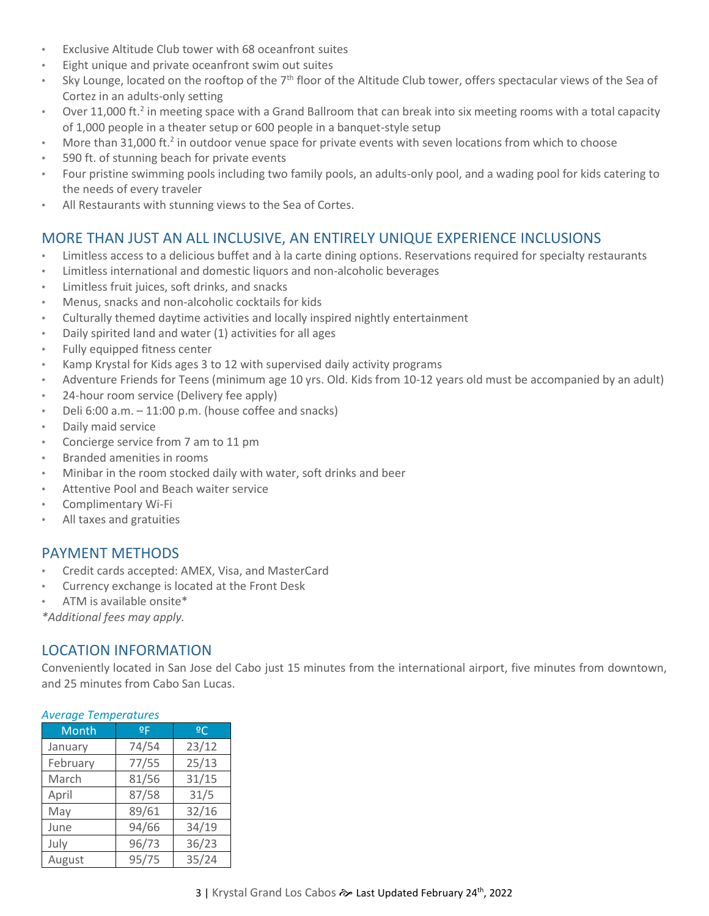- Exclusive Altitude Club tower with 68 oceanfront suites
- Eight unique and private oceanfront swim out suites
- Sky Lounge, located on the rooftop of the 7th floor of the Altitude Club tower, offers spectacular views of the Sea of Cortez in an adults-only setting
- Over 11,000 ft.$^2$ in meeting space with a Grand Ballroom that can break into six meeting rooms with a total capacity of 1,000 people in a theater setup or 600 people in a banquet-style setup
- More than 31,000 ft.$^2$ in outdoor venue space for private events with seven locations from which to choose
- 590 ft. of stunning beach for private events
- Four pristine swimming pools including two family pools, an adults-only pool, and a wading pool for kids catering to the needs of every traveler
- All Restaurants with stunning views to the Sea of Cortes.

## MORE THAN JUST AN ALL INCLUSIVE, AN ENTIRELY UNIQUE EXPERIENCE INCLUSIONS

- Limitless access to a delicious buffet and à la carte dining options. Reservations required for specialty restaurants
- Limitless international and domestic liquors and non-alcoholic beverages
- Limitless fruit juices, soft drinks, and snacks
- Menus, snacks and non-alcoholic cocktails for kids
- Culturally themed daytime activities and locally inspired nightly entertainment
- Daily spirited land and water (1) activities for all ages
- Fully equipped fitness center
- Kamp Krystal for Kids ages 3 to 12 with supervised daily activity programs
- Adventure Friends for Teens (minimum age 10 yrs. Old. Kids from 10-12 years old must be accompanied by an adult)
- 24-hour room service (Delivery fee apply)
- Deli 6:00 a.m. – 11:00 p.m. (house coffee and snacks)
- Daily maid service
- Concierge service from 7 am to 11 pm
- Branded amenities in rooms
- Minibar in the room stocked daily with water, soft drinks and beer
- Attentive Pool and Beach waiter service
- Complimentary Wi-Fi
- All taxes and gratuities

## PAYMENT METHODS

- Credit cards accepted: AMEX, Visa, and MasterCard
- Currency exchange is located at the Front Desk
- ATM is available onsite*

*Additional fees may apply.*

## LOCATION INFORMATION

Conveniently located in San Jose del Cabo just 15 minutes from the international airport, five minutes from downtown, and 25 minutes from Cabo San Lucas.

*Average Temperatures*

| Month | ºF | ºC |
|---|---|---|
| January | 74/54 | 23/12 |
| February | 77/55 | 25/13 |
| March | 81/56 | 31/15 |
| April | 87/58 | 31/5 |
| May | 89/61 | 32/16 |
| June | 94/66 | 34/19 |
| July | 96/73 | 36/23 |
| August | 95/75 | 35/24 |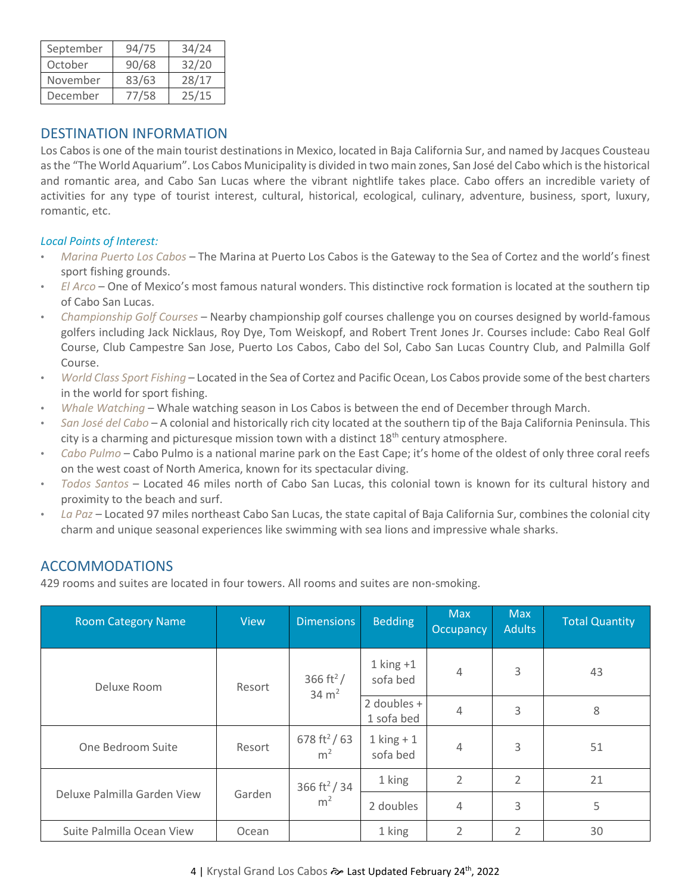| September | 94/75 | 34/24 |
|---|---|---|
| October | 90/68 | 32/20 |
| November | 83/63 | 28/17 |
| December | 77/58 | 25/15 |

## DESTINATION INFORMATION

Los Cabos is one of the main tourist destinations in Mexico, located in Baja California Sur, and named by Jacques Cousteau as the "The World Aquarium". Los Cabos Municipality is divided in two main zones, San José del Cabo which is the historical and romantic area, and Cabo San Lucas where the vibrant nightlife takes place. Cabo offers an incredible variety of activities for any type of tourist interest, cultural, historical, ecological, culinary, adventure, business, sport, luxury, romantic, etc.

*Local Points of Interest:*

- *Marina Puerto Los Cabos* – The Marina at Puerto Los Cabos is the Gateway to the Sea of Cortez and the world's finest sport fishing grounds.
- *El Arco* – One of Mexico's most famous natural wonders. This distinctive rock formation is located at the southern tip of Cabo San Lucas.
- *Championship Golf Courses* – Nearby championship golf courses challenge you on courses designed by world-famous golfers including Jack Nicklaus, Roy Dye, Tom Weiskopf, and Robert Trent Jones Jr. Courses include: Cabo Real Golf Course, Club Campestre San Jose, Puerto Los Cabos, Cabo del Sol, Cabo San Lucas Country Club, and Palmilla Golf Course.
- *World Class Sport Fishing* – Located in the Sea of Cortez and Pacific Ocean, Los Cabos provide some of the best charters in the world for sport fishing.
- *Whale Watching* – Whale watching season in Los Cabos is between the end of December through March.
- *San José del Cabo* – A colonial and historically rich city located at the southern tip of the Baja California Peninsula. This city is a charming and picturesque mission town with a distinct 18th century atmosphere.
- *Cabo Pulmo* – Cabo Pulmo is a national marine park on the East Cape; it's home of the oldest of only three coral reefs on the west coast of North America, known for its spectacular diving.
- *Todos Santos* – Located 46 miles north of Cabo San Lucas, this colonial town is known for its cultural history and proximity to the beach and surf.
- *La Paz* – Located 97 miles northeast Cabo San Lucas, the state capital of Baja California Sur, combines the colonial city charm and unique seasonal experiences like swimming with sea lions and impressive whale sharks.

## ACCOMMODATIONS

429 rooms and suites are located in four towers. All rooms and suites are non-smoking.

| Room Category Name | View | Dimensions | Bedding | Max Occupancy | Max Adults | Total Quantity |
|---|---|---|---|---|---|---|
| Deluxe Room | Resort | 366 ft² / 34 m² | 1 king +1 sofa bed | 4 | 3 | 43 |
| | | | 2 doubles + 1 sofa bed | 4 | 3 | 8 |
| One Bedroom Suite | Resort | 678 ft² / 63 m² | 1 king + 1 sofa bed | 4 | 3 | 51 |
| Deluxe Palmilla Garden View | Garden | 366 ft² / 34 m² | 1 king | 2 | 2 | 21 |
| | | | 2 doubles | 4 | 3 | 5 |
| Suite Palmilla Ocean View | Ocean | | 1 king | 2 | 2 | 30 |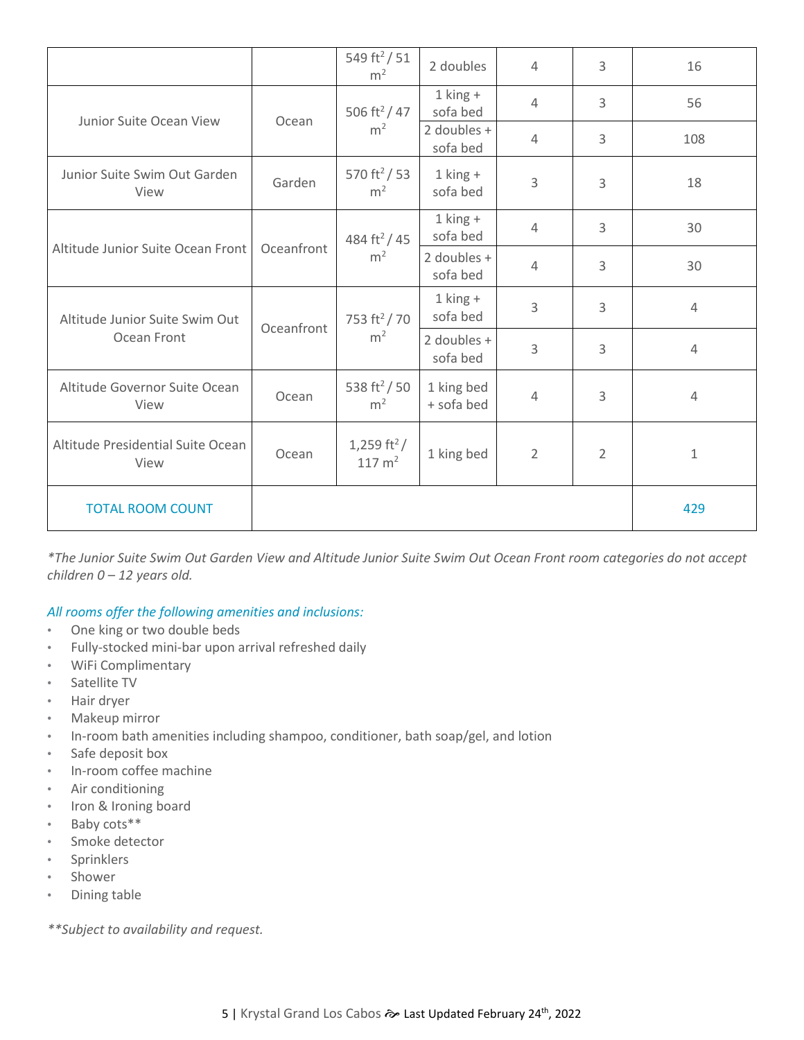| | | | | | | |
|---|---|---|---|---|---|---|
| | | 549 ft² / 51 m² | 2 doubles | 4 | 3 | 16 |
| Junior Suite Ocean View | Ocean | 506 ft² / 47 m² | 1 king + sofa bed | 4 | 3 | 56 |
| | | | 2 doubles + sofa bed | 4 | 3 | 108 |
| Junior Suite Swim Out Garden View | Garden | 570 ft² / 53 m² | 1 king + sofa bed | 3 | 3 | 18 |
| Altitude Junior Suite Ocean Front | Oceanfront | 484 ft² / 45 m² | 1 king + sofa bed | 4 | 3 | 30 |
| | | | 2 doubles + sofa bed | 4 | 3 | 30 |
| Altitude Junior Suite Swim Out Ocean Front | Oceanfront | 753 ft² / 70 m² | 1 king + sofa bed | 3 | 3 | 4 |
| | | | 2 doubles + sofa bed | 3 | 3 | 4 |
| Altitude Governor Suite Ocean View | Ocean | 538 ft² / 50 m² | 1 king bed + sofa bed | 4 | 3 | 4 |
| Altitude Presidential Suite Ocean View | Ocean | 1,259 ft² / 117 m² | 1 king bed | 2 | 2 | 1 |
| TOTAL ROOM COUNT | | | | | | 429 |

*\*The Junior Suite Swim Out Garden View and Altitude Junior Suite Swim Out Ocean Front room categories do not accept children 0 – 12 years old.*

*All rooms offer the following amenities and inclusions:*

- One king or two double beds
- Fully-stocked mini-bar upon arrival refreshed daily
- WiFi Complimentary
- Satellite TV
- Hair dryer
- Makeup mirror
- In-room bath amenities including shampoo, conditioner, bath soap/gel, and lotion
- Safe deposit box
- In-room coffee machine
- Air conditioning
- Iron & Ironing board
- Baby cots**
- Smoke detector
- Sprinklers
- Shower
- Dining table

*\*\*Subject to availability and request.*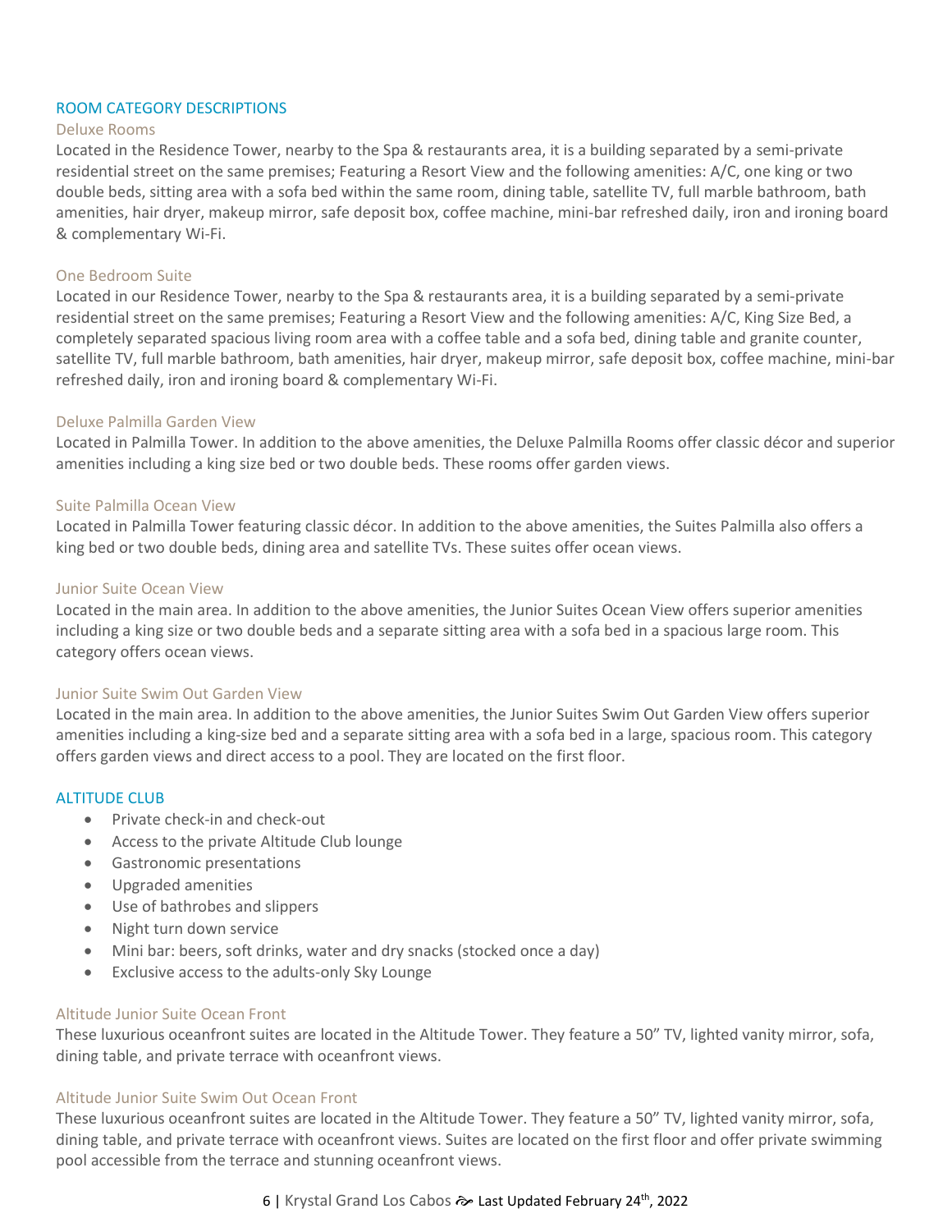## ROOM CATEGORY DESCRIPTIONS

### Deluxe Rooms

Located in the Residence Tower, nearby to the Spa & restaurants area, it is a building separated by a semi-private residential street on the same premises; Featuring a Resort View and the following amenities: A/C, one king or two double beds, sitting area with a sofa bed within the same room, dining table, satellite TV, full marble bathroom, bath amenities, hair dryer, makeup mirror, safe deposit box, coffee machine, mini-bar refreshed daily, iron and ironing board & complementary Wi-Fi.

### One Bedroom Suite

Located in our Residence Tower, nearby to the Spa & restaurants area, it is a building separated by a semi-private residential street on the same premises; Featuring a Resort View and the following amenities: A/C, King Size Bed, a completely separated spacious living room area with a coffee table and a sofa bed, dining table and granite counter, satellite TV, full marble bathroom, bath amenities, hair dryer, makeup mirror, safe deposit box, coffee machine, mini-bar refreshed daily, iron and ironing board & complementary Wi-Fi.

### Deluxe Palmilla Garden View

Located in Palmilla Tower. In addition to the above amenities, the Deluxe Palmilla Rooms offer classic décor and superior amenities including a king size bed or two double beds. These rooms offer garden views.

### Suite Palmilla Ocean View

Located in Palmilla Tower featuring classic décor. In addition to the above amenities, the Suites Palmilla also offers a king bed or two double beds, dining area and satellite TVs. These suites offer ocean views.

### Junior Suite Ocean View

Located in the main area. In addition to the above amenities, the Junior Suites Ocean View offers superior amenities including a king size or two double beds and a separate sitting area with a sofa bed in a spacious large room. This category offers ocean views.

### Junior Suite Swim Out Garden View

Located in the main area. In addition to the above amenities, the Junior Suites Swim Out Garden View offers superior amenities including a king-size bed and a separate sitting area with a sofa bed in a large, spacious room. This category offers garden views and direct access to a pool. They are located on the first floor.

## ALTITUDE CLUB

- Private check-in and check-out
- Access to the private Altitude Club lounge
- Gastronomic presentations
- Upgraded amenities
- Use of bathrobes and slippers
- Night turn down service
- Mini bar: beers, soft drinks, water and dry snacks (stocked once a day)
- Exclusive access to the adults-only Sky Lounge

### Altitude Junior Suite Ocean Front

These luxurious oceanfront suites are located in the Altitude Tower. They feature a 50" TV, lighted vanity mirror, sofa, dining table, and private terrace with oceanfront views.

### Altitude Junior Suite Swim Out Ocean Front

These luxurious oceanfront suites are located in the Altitude Tower. They feature a 50" TV, lighted vanity mirror, sofa, dining table, and private terrace with oceanfront views. Suites are located on the first floor and offer private swimming pool accessible from the terrace and stunning oceanfront views.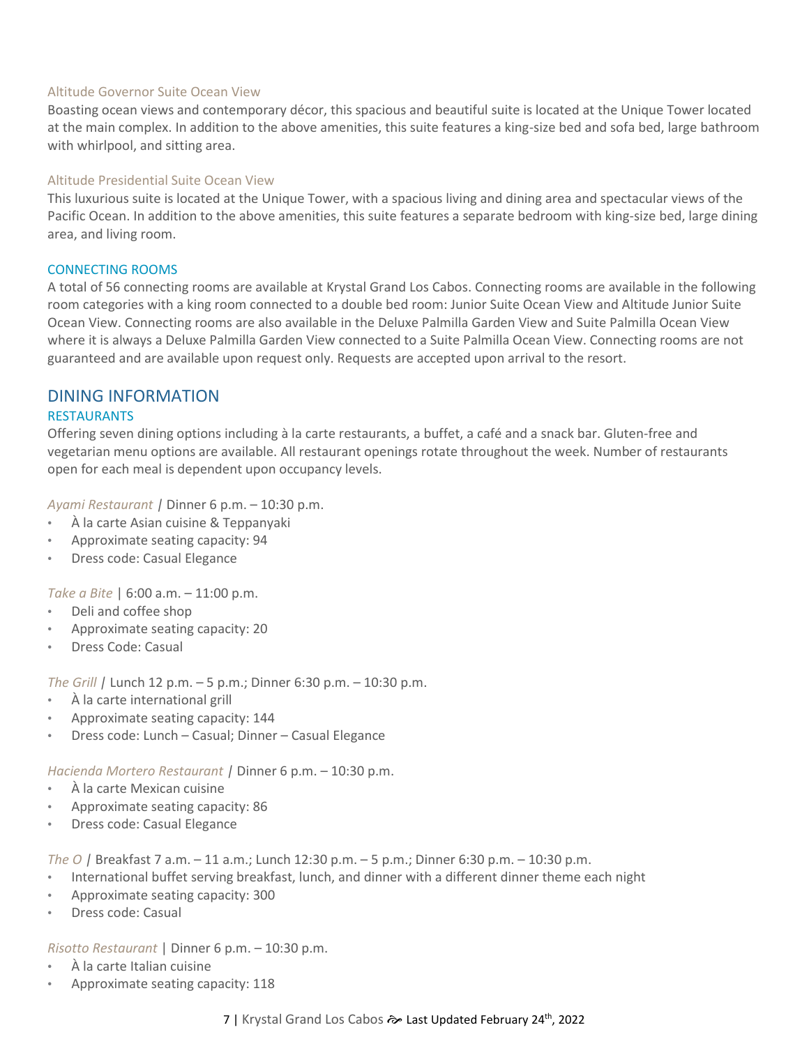### Altitude Governor Suite Ocean View

Boasting ocean views and contemporary décor, this spacious and beautiful suite is located at the Unique Tower located at the main complex. In addition to the above amenities, this suite features a king-size bed and sofa bed, large bathroom with whirlpool, and sitting area.

### Altitude Presidential Suite Ocean View

This luxurious suite is located at the Unique Tower, with a spacious living and dining area and spectacular views of the Pacific Ocean. In addition to the above amenities, this suite features a separate bedroom with king-size bed, large dining area, and living room.

### CONNECTING ROOMS

A total of 56 connecting rooms are available at Krystal Grand Los Cabos. Connecting rooms are available in the following room categories with a king room connected to a double bed room: Junior Suite Ocean View and Altitude Junior Suite Ocean View. Connecting rooms are also available in the Deluxe Palmilla Garden View and Suite Palmilla Ocean View where it is always a Deluxe Palmilla Garden View connected to a Suite Palmilla Ocean View. Connecting rooms are not guaranteed and are available upon request only. Requests are accepted upon arrival to the resort.

## DINING INFORMATION

### RESTAURANTS

Offering seven dining options including à la carte restaurants, a buffet, a café and a snack bar. Gluten-free and vegetarian menu options are available. All restaurant openings rotate throughout the week. Number of restaurants open for each meal is dependent upon occupancy levels.

*Ayami Restaurant* | Dinner 6 p.m. – 10:30 p.m.

- À la carte Asian cuisine & Teppanyaki
- Approximate seating capacity: 94
- Dress code: Casual Elegance

*Take a Bite* | 6:00 a.m. – 11:00 p.m.

- Deli and coffee shop
- Approximate seating capacity: 20
- Dress Code: Casual

*The Grill* | Lunch 12 p.m. – 5 p.m.; Dinner 6:30 p.m. – 10:30 p.m.

- À la carte international grill
- Approximate seating capacity: 144
- Dress code: Lunch – Casual; Dinner – Casual Elegance

*Hacienda Mortero Restaurant* | Dinner 6 p.m. – 10:30 p.m.

- À la carte Mexican cuisine
- Approximate seating capacity: 86
- Dress code: Casual Elegance

*The O* | Breakfast 7 a.m. – 11 a.m.; Lunch 12:30 p.m. – 5 p.m.; Dinner 6:30 p.m. – 10:30 p.m.

- International buffet serving breakfast, lunch, and dinner with a different dinner theme each night
- Approximate seating capacity: 300
- Dress code: Casual

*Risotto Restaurant* | Dinner 6 p.m. – 10:30 p.m.

- À la carte Italian cuisine
- Approximate seating capacity: 118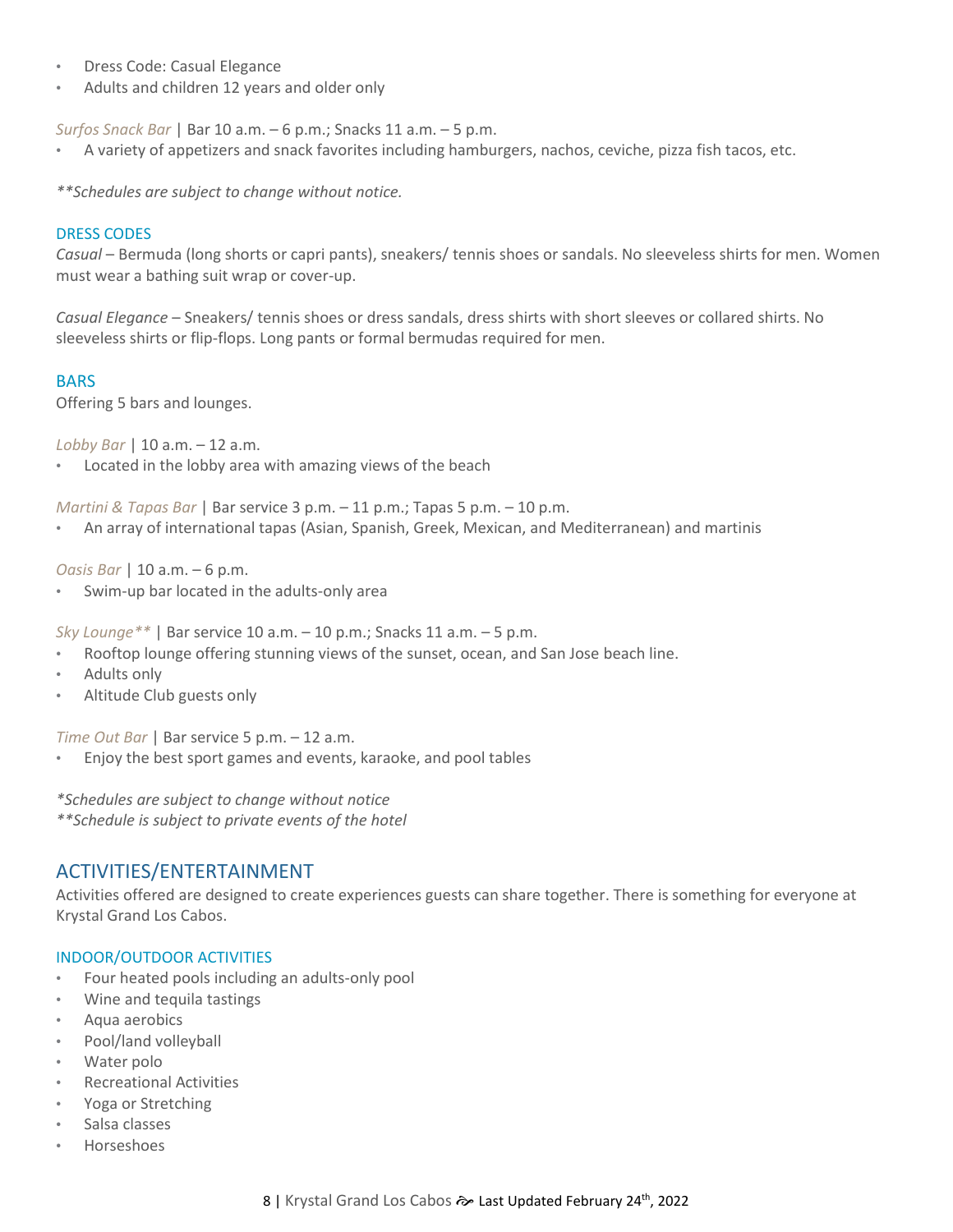- Dress Code: Casual Elegance
- Adults and children 12 years and older only

*Surfos Snack Bar* | Bar 10 a.m. – 6 p.m.; Snacks 11 a.m. – 5 p.m.

- A variety of appetizers and snack favorites including hamburgers, nachos, ceviche, pizza fish tacos, etc.

***Schedules are subject to change without notice.*

### DRESS CODES

*Casual* – Bermuda (long shorts or capri pants), sneakers/ tennis shoes or sandals. No sleeveless shirts for men. Women must wear a bathing suit wrap or cover-up.

*Casual Elegance* – Sneakers/ tennis shoes or dress sandals, dress shirts with short sleeves or collared shirts. No sleeveless shirts or flip-flops. Long pants or formal bermudas required for men.

### BARS

Offering 5 bars and lounges.

*Lobby Bar* | 10 a.m. – 12 a.m.

- Located in the lobby area with amazing views of the beach

*Martini & Tapas Bar* | Bar service 3 p.m. – 11 p.m.; Tapas 5 p.m. – 10 p.m.

- An array of international tapas (Asian, Spanish, Greek, Mexican, and Mediterranean) and martinis

*Oasis Bar* | 10 a.m. – 6 p.m.

- Swim-up bar located in the adults-only area

*Sky Lounge*** | Bar service 10 a.m. – 10 p.m.; Snacks 11 a.m. – 5 p.m.

- Rooftop lounge offering stunning views of the sunset, ocean, and San Jose beach line.
- Adults only
- Altitude Club guests only

*Time Out Bar* | Bar service 5 p.m. – 12 a.m.

- Enjoy the best sport games and events, karaoke, and pool tables

**Schedules are subject to change without notice*
***Schedule is subject to private events of the hotel*

## ACTIVITIES/ENTERTAINMENT

Activities offered are designed to create experiences guests can share together. There is something for everyone at Krystal Grand Los Cabos.

### INDOOR/OUTDOOR ACTIVITIES

- Four heated pools including an adults-only pool
- Wine and tequila tastings
- Aqua aerobics
- Pool/land volleyball
- Water polo
- Recreational Activities
- Yoga or Stretching
- Salsa classes
- Horseshoes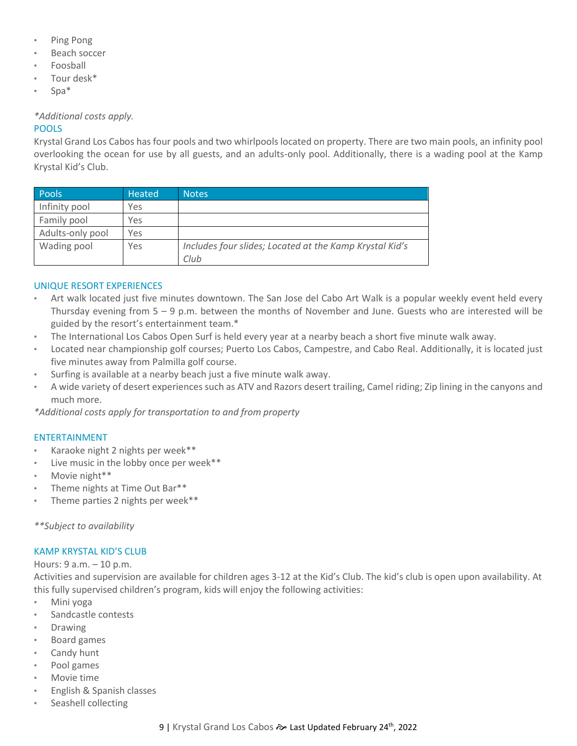- Ping Pong
- Beach soccer
- Foosball
- Tour desk*
- Spa*

*\*Additional costs apply.*

## POOLS

Krystal Grand Los Cabos has four pools and two whirlpools located on property. There are two main pools, an infinity pool overlooking the ocean for use by all guests, and an adults-only pool. Additionally, there is a wading pool at the Kamp Krystal Kid's Club.

| Pools | Heated | Notes |
|---|---|---|
| Infinity pool | Yes | |
| Family pool | Yes | |
| Adults-only pool | Yes | |
| Wading pool | Yes | *Includes four slides; Located at the Kamp Krystal Kid's Club* |

## UNIQUE RESORT EXPERIENCES

- Art walk located just five minutes downtown. The San Jose del Cabo Art Walk is a popular weekly event held every Thursday evening from 5 – 9 p.m. between the months of November and June. Guests who are interested will be guided by the resort's entertainment team.*
- The International Los Cabos Open Surf is held every year at a nearby beach a short five minute walk away.
- Located near championship golf courses; Puerto Los Cabos, Campestre, and Cabo Real. Additionally, it is located just five minutes away from Palmilla golf course.
- Surfing is available at a nearby beach just a five minute walk away.
- A wide variety of desert experiences such as ATV and Razors desert trailing, Camel riding; Zip lining in the canyons and much more.

*\*Additional costs apply for transportation to and from property*

## ENTERTAINMENT

- Karaoke night 2 nights per week**
- Live music in the lobby once per week**
- Movie night**
- Theme nights at Time Out Bar**
- Theme parties 2 nights per week**

*\*\*Subject to availability*

## KAMP KRYSTAL KID'S CLUB

Hours: 9 a.m. – 10 p.m.

Activities and supervision are available for children ages 3-12 at the Kid's Club. The kid's club is open upon availability. At this fully supervised children's program, kids will enjoy the following activities:

- Mini yoga
- Sandcastle contests
- Drawing
- Board games
- Candy hunt
- Pool games
- Movie time
- English & Spanish classes
- Seashell collecting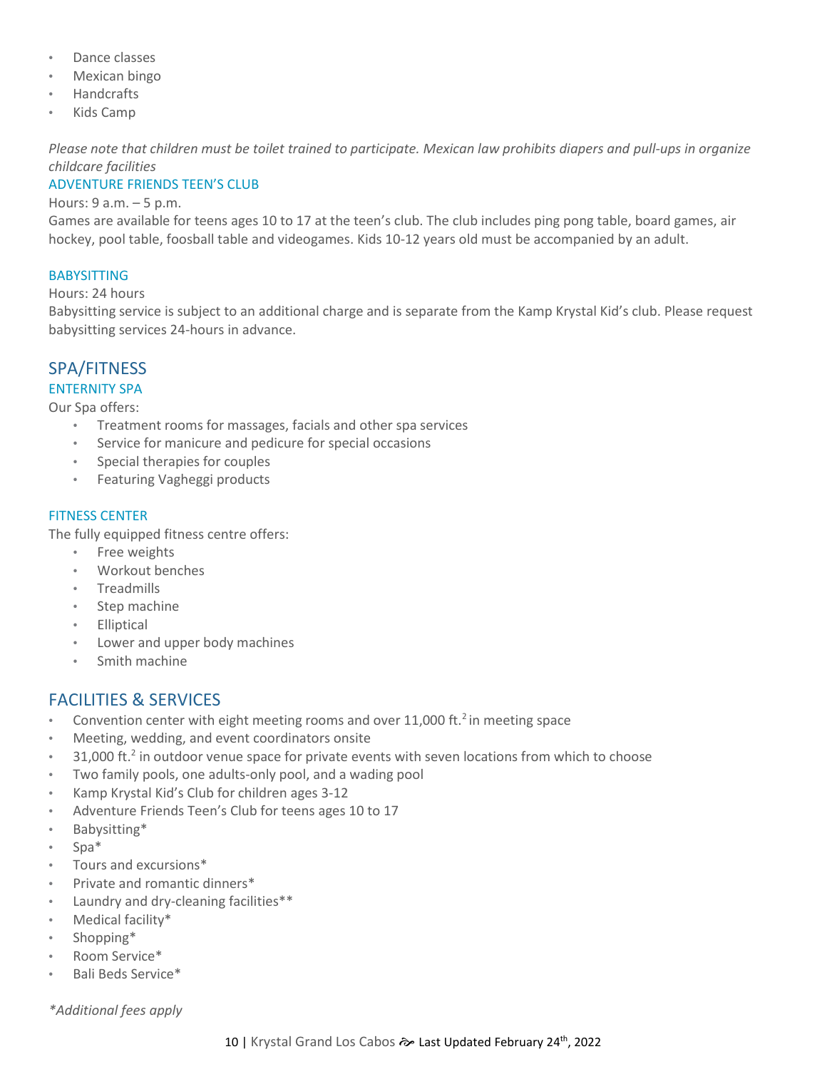- Dance classes
- Mexican bingo
- Handcrafts
- Kids Camp

*Please note that children must be toilet trained to participate. Mexican law prohibits diapers and pull-ups in organize childcare facilities*

### ADVENTURE FRIENDS TEEN'S CLUB

Hours: 9 a.m. – 5 p.m.

Games are available for teens ages 10 to 17 at the teen's club. The club includes ping pong table, board games, air hockey, pool table, foosball table and videogames. Kids 10-12 years old must be accompanied by an adult.

### BABYSITTING

Hours: 24 hours

Babysitting service is subject to an additional charge and is separate from the Kamp Krystal Kid's club. Please request babysitting services 24-hours in advance.

## SPA/FITNESS

### ENTERNITY SPA

Our Spa offers:

- Treatment rooms for massages, facials and other spa services
- Service for manicure and pedicure for special occasions
- Special therapies for couples
- Featuring Vagheggi products

### FITNESS CENTER

The fully equipped fitness centre offers:

- Free weights
- Workout benches
- Treadmills
- Step machine
- Elliptical
- Lower and upper body machines
- Smith machine

## FACILITIES & SERVICES

- Convention center with eight meeting rooms and over 11,000 ft.$^2$ in meeting space
- Meeting, wedding, and event coordinators onsite
- 31,000 ft.$^2$ in outdoor venue space for private events with seven locations from which to choose
- Two family pools, one adults-only pool, and a wading pool
- Kamp Krystal Kid's Club for children ages 3-12
- Adventure Friends Teen's Club for teens ages 10 to 17
- Babysitting*
- Spa*
- Tours and excursions*
- Private and romantic dinners*
- Laundry and dry-cleaning facilities**
- Medical facility*
- Shopping*
- Room Service*
- Bali Beds Service*

*\*Additional fees apply*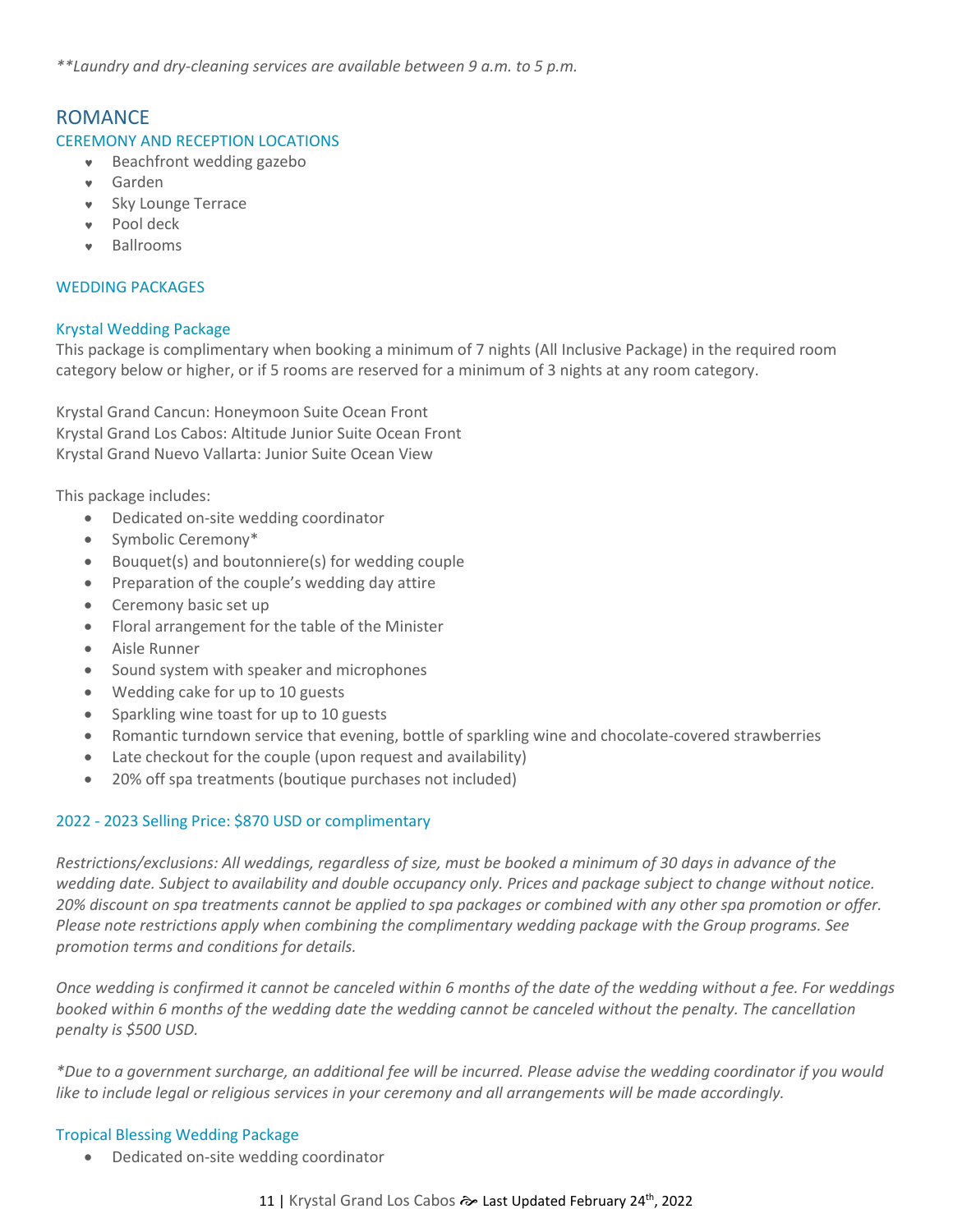*\*\*Laundry and dry-cleaning services are available between 9 a.m. to 5 p.m.*

## ROMANCE

### CEREMONY AND RECEPTION LOCATIONS

- Beachfront wedding gazebo
- Garden
- Sky Lounge Terrace
- Pool deck
- Ballrooms

### WEDDING PACKAGES

#### Krystal Wedding Package

This package is complimentary when booking a minimum of 7 nights (All Inclusive Package) in the required room category below or higher, or if 5 rooms are reserved for a minimum of 3 nights at any room category.

Krystal Grand Cancun: Honeymoon Suite Ocean Front
Krystal Grand Los Cabos: Altitude Junior Suite Ocean Front
Krystal Grand Nuevo Vallarta: Junior Suite Ocean View

This package includes:

- Dedicated on-site wedding coordinator
- Symbolic Ceremony*
- Bouquet(s) and boutonniere(s) for wedding couple
- Preparation of the couple's wedding day attire
- Ceremony basic set up
- Floral arrangement for the table of the Minister
- Aisle Runner
- Sound system with speaker and microphones
- Wedding cake for up to 10 guests
- Sparkling wine toast for up to 10 guests
- Romantic turndown service that evening, bottle of sparkling wine and chocolate-covered strawberries
- Late checkout for the couple (upon request and availability)
- 20% off spa treatments (boutique purchases not included)

#### 2022 - 2023 Selling Price: $870 USD or complimentary

*Restrictions/exclusions: All weddings, regardless of size, must be booked a minimum of 30 days in advance of the wedding date. Subject to availability and double occupancy only. Prices and package subject to change without notice. 20% discount on spa treatments cannot be applied to spa packages or combined with any other spa promotion or offer. Please note restrictions apply when combining the complimentary wedding package with the Group programs. See promotion terms and conditions for details.*

*Once wedding is confirmed it cannot be canceled within 6 months of the date of the wedding without a fee. For weddings booked within 6 months of the wedding date the wedding cannot be canceled without the penalty. The cancellation penalty is $500 USD.*

*\*Due to a government surcharge, an additional fee will be incurred. Please advise the wedding coordinator if you would like to include legal or religious services in your ceremony and all arrangements will be made accordingly.*

#### Tropical Blessing Wedding Package

- Dedicated on-site wedding coordinator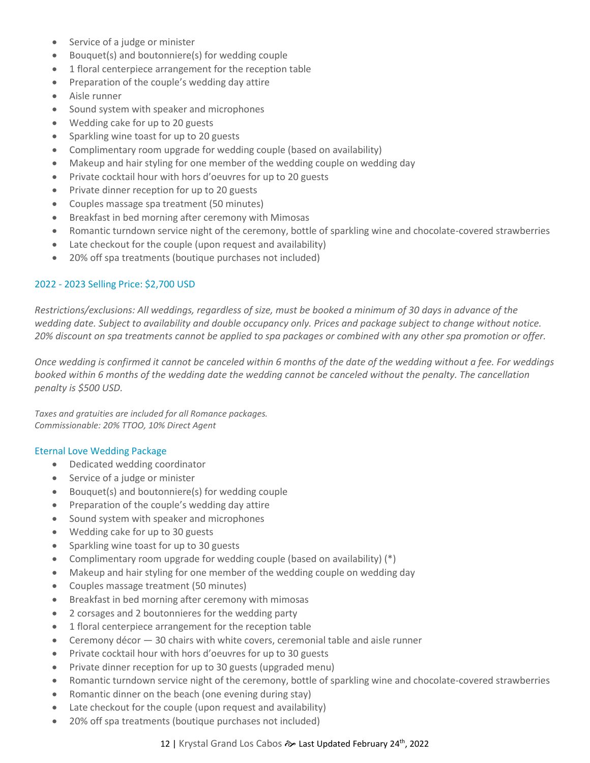- Service of a judge or minister
- Bouquet(s) and boutonniere(s) for wedding couple
- 1 floral centerpiece arrangement for the reception table
- Preparation of the couple's wedding day attire
- Aisle runner
- Sound system with speaker and microphones
- Wedding cake for up to 20 guests
- Sparkling wine toast for up to 20 guests
- Complimentary room upgrade for wedding couple (based on availability)
- Makeup and hair styling for one member of the wedding couple on wedding day
- Private cocktail hour with hors d'oeuvres for up to 20 guests
- Private dinner reception for up to 20 guests
- Couples massage spa treatment (50 minutes)
- Breakfast in bed morning after ceremony with Mimosas
- Romantic turndown service night of the ceremony, bottle of sparkling wine and chocolate-covered strawberries
- Late checkout for the couple (upon request and availability)
- 20% off spa treatments (boutique purchases not included)

2022 - 2023 Selling Price: $2,700 USD

*Restrictions/exclusions: All weddings, regardless of size, must be booked a minimum of 30 days in advance of the wedding date. Subject to availability and double occupancy only. Prices and package subject to change without notice. 20% discount on spa treatments cannot be applied to spa packages or combined with any other spa promotion or offer.*

*Once wedding is confirmed it cannot be canceled within 6 months of the date of the wedding without a fee. For weddings booked within 6 months of the wedding date the wedding cannot be canceled without the penalty. The cancellation penalty is $500 USD.*

*Taxes and gratuities are included for all Romance packages.*
*Commissionable: 20% TTOO, 10% Direct Agent*

### Eternal Love Wedding Package

- Dedicated wedding coordinator
- Service of a judge or minister
- Bouquet(s) and boutonniere(s) for wedding couple
- Preparation of the couple's wedding day attire
- Sound system with speaker and microphones
- Wedding cake for up to 30 guests
- Sparkling wine toast for up to 30 guests
- Complimentary room upgrade for wedding couple (based on availability) (*)
- Makeup and hair styling for one member of the wedding couple on wedding day
- Couples massage treatment (50 minutes)
- Breakfast in bed morning after ceremony with mimosas
- 2 corsages and 2 boutonnieres for the wedding party
- 1 floral centerpiece arrangement for the reception table
- Ceremony décor — 30 chairs with white covers, ceremonial table and aisle runner
- Private cocktail hour with hors d'oeuvres for up to 30 guests
- Private dinner reception for up to 30 guests (upgraded menu)
- Romantic turndown service night of the ceremony, bottle of sparkling wine and chocolate-covered strawberries
- Romantic dinner on the beach (one evening during stay)
- Late checkout for the couple (upon request and availability)
- 20% off spa treatments (boutique purchases not included)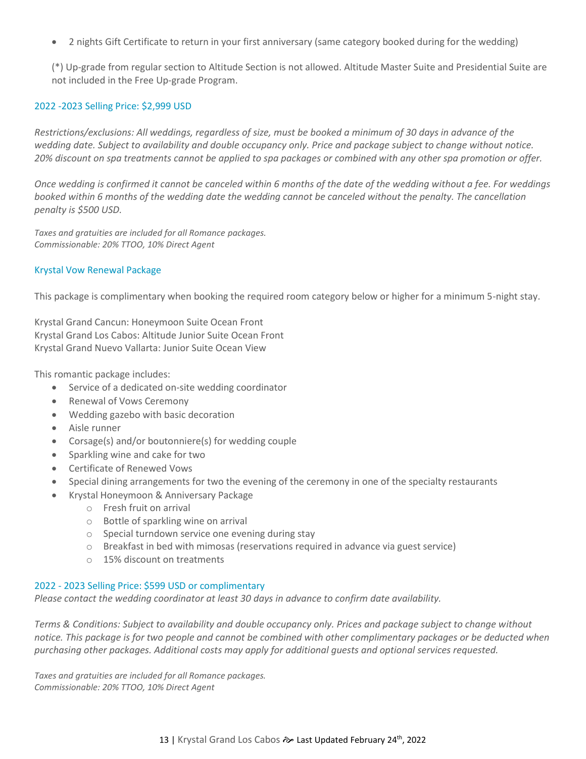- 2 nights Gift Certificate to return in your first anniversary (same category booked during for the wedding)

(*) Up-grade from regular section to Altitude Section is not allowed. Altitude Master Suite and Presidential Suite are not included in the Free Up-grade Program.

### 2022 -2023 Selling Price: $2,999 USD

*Restrictions/exclusions: All weddings, regardless of size, must be booked a minimum of 30 days in advance of the wedding date. Subject to availability and double occupancy only. Price and package subject to change without notice. 20% discount on spa treatments cannot be applied to spa packages or combined with any other spa promotion or offer.*

*Once wedding is confirmed it cannot be canceled within 6 months of the date of the wedding without a fee. For weddings booked within 6 months of the wedding date the wedding cannot be canceled without the penalty. The cancellation penalty is $500 USD.*

*Taxes and gratuities are included for all Romance packages.*
*Commissionable: 20% TTOO, 10% Direct Agent*

## Krystal Vow Renewal Package

This package is complimentary when booking the required room category below or higher for a minimum 5-night stay.

Krystal Grand Cancun: Honeymoon Suite Ocean Front
Krystal Grand Los Cabos: Altitude Junior Suite Ocean Front
Krystal Grand Nuevo Vallarta: Junior Suite Ocean View

This romantic package includes:

- Service of a dedicated on-site wedding coordinator
- Renewal of Vows Ceremony
- Wedding gazebo with basic decoration
- Aisle runner
- Corsage(s) and/or boutonniere(s) for wedding couple
- Sparkling wine and cake for two
- Certificate of Renewed Vows
- Special dining arrangements for two the evening of the ceremony in one of the specialty restaurants
- Krystal Honeymoon & Anniversary Package
  - Fresh fruit on arrival
  - Bottle of sparkling wine on arrival
  - Special turndown service one evening during stay
  - Breakfast in bed with mimosas (reservations required in advance via guest service)
  - 15% discount on treatments

### 2022 - 2023 Selling Price: $599 USD or complimentary

*Please contact the wedding coordinator at least 30 days in advance to confirm date availability.*

*Terms & Conditions: Subject to availability and double occupancy only. Prices and package subject to change without notice. This package is for two people and cannot be combined with other complimentary packages or be deducted when purchasing other packages. Additional costs may apply for additional guests and optional services requested.*

*Taxes and gratuities are included for all Romance packages.*
*Commissionable: 20% TTOO, 10% Direct Agent*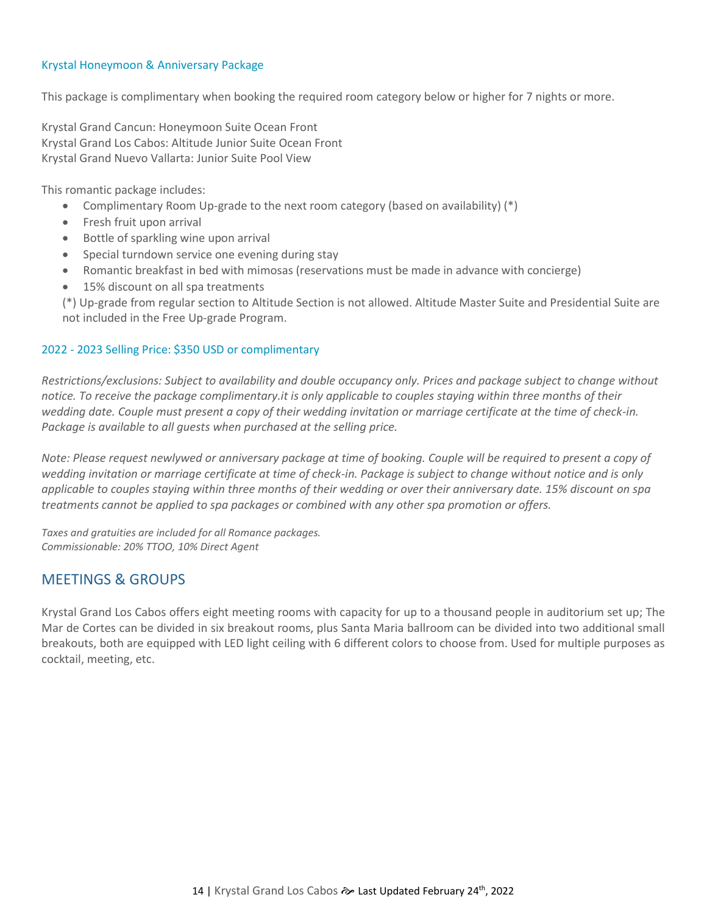### Krystal Honeymoon & Anniversary Package

This package is complimentary when booking the required room category below or higher for 7 nights or more.

Krystal Grand Cancun: Honeymoon Suite Ocean Front
Krystal Grand Los Cabos: Altitude Junior Suite Ocean Front
Krystal Grand Nuevo Vallarta: Junior Suite Pool View

This romantic package includes:

- Complimentary Room Up-grade to the next room category (based on availability) (*)
- Fresh fruit upon arrival
- Bottle of sparkling wine upon arrival
- Special turndown service one evening during stay
- Romantic breakfast in bed with mimosas (reservations must be made in advance with concierge)
- 15% discount on all spa treatments

(*) Up-grade from regular section to Altitude Section is not allowed. Altitude Master Suite and Presidential Suite are not included in the Free Up-grade Program.

### 2022 - 2023 Selling Price: $350 USD or complimentary

*Restrictions/exclusions: Subject to availability and double occupancy only. Prices and package subject to change without notice. To receive the package complimentary.it is only applicable to couples staying within three months of their wedding date. Couple must present a copy of their wedding invitation or marriage certificate at the time of check-in. Package is available to all guests when purchased at the selling price.*

*Note: Please request newlywed or anniversary package at time of booking. Couple will be required to present a copy of wedding invitation or marriage certificate at time of check-in. Package is subject to change without notice and is only applicable to couples staying within three months of their wedding or over their anniversary date. 15% discount on spa treatments cannot be applied to spa packages or combined with any other spa promotion or offers.*

*Taxes and gratuities are included for all Romance packages.*
*Commissionable: 20% TTOO, 10% Direct Agent*

## MEETINGS & GROUPS

Krystal Grand Los Cabos offers eight meeting rooms with capacity for up to a thousand people in auditorium set up; The Mar de Cortes can be divided in six breakout rooms, plus Santa Maria ballroom can be divided into two additional small breakouts, both are equipped with LED light ceiling with 6 different colors to choose from. Used for multiple purposes as cocktail, meeting, etc.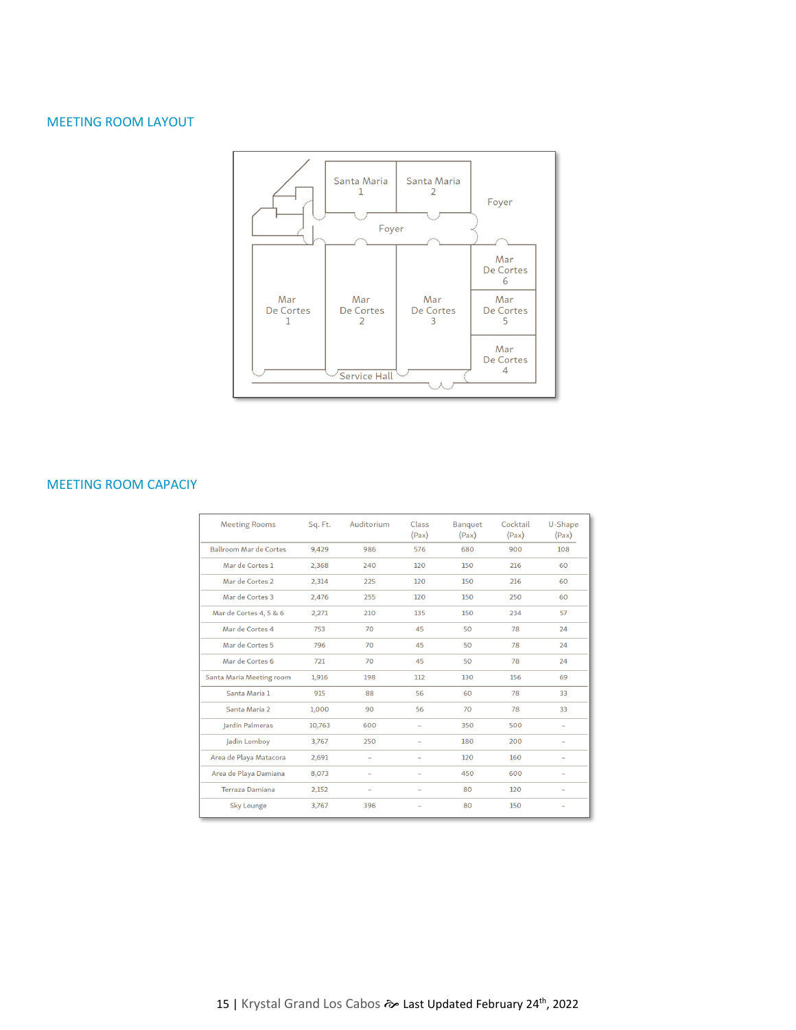## MEETING ROOM LAYOUT

Santa Maria 1

Santa Maria 2

Foyer

Foyer

Mar De Cortes 6

Mar De Cortes 5

Mar De Cortes 4

Mar De Cortes 1

Mar De Cortes 2

Mar De Cortes 3

Service Hall

## MEETING ROOM CAPACIY

| Meeting Rooms | Sq. Ft. | Auditorium | Class (Pax) | Banquet (Pax) | Cocktail (Pax) | U-Shape (Pax) |
|---|---|---|---|---|---|---|
| Ballroom Mar de Cortes | 9,429 | 986 | 576 | 680 | 900 | 108 |
| Mar de Cortes 1 | 2,368 | 240 | 120 | 150 | 216 | 60 |
| Mar de Cortes 2 | 2,314 | 225 | 120 | 150 | 216 | 60 |
| Mar de Cortes 3 | 2,476 | 255 | 120 | 150 | 250 | 60 |
| Mar de Cortes 4, 5 & 6 | 2,271 | 210 | 135 | 150 | 234 | 57 |
| Mar de Cortes 4 | 753 | 70 | 45 | 50 | 78 | 24 |
| Mar de Cortes 5 | 796 | 70 | 45 | 50 | 78 | 24 |
| Mar de Cortes 6 | 721 | 70 | 45 | 50 | 78 | 24 |
| Santa Maria Meeting room | 1,916 | 198 | 112 | 130 | 156 | 69 |
| Santa Maria 1 | 915 | 88 | 56 | 60 | 78 | 33 |
| Santa Maria 2 | 1,000 | 90 | 56 | 70 | 78 | 33 |
| Jardin Palmeras | 10,763 | 600 | – | 350 | 500 | – |
| Jadin Lomboy | 3,767 | 250 | – | 180 | 200 | – |
| Area de Playa Matacora | 2,691 | – | – | 120 | 160 | – |
| Area de Playa Damiana | 8,073 | – | – | 450 | 600 | – |
| Terraza Damiana | 2,152 | – | – | 80 | 120 | – |
| Sky Lounge | 3,767 | 396 | – | 80 | 150 | – |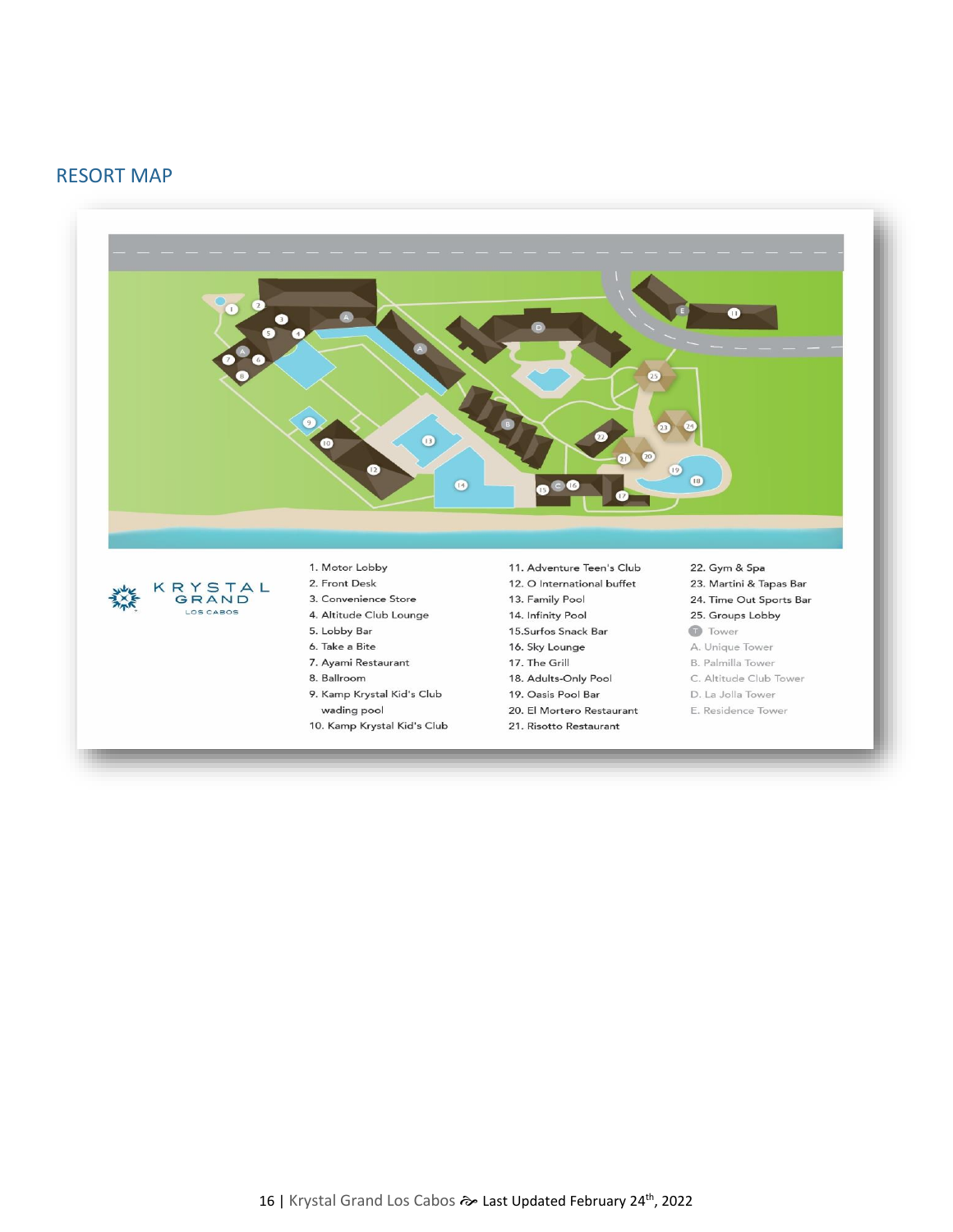## RESORT MAP

KRYSTAL GRAND LOS CABOS

1. Motor Lobby
2. Front Desk
3. Convenience Store
4. Altitude Club Lounge
5. Lobby Bar
6. Take a Bite
7. Ayami Restaurant
8. Ballroom
9. Kamp Krystal Kid's Club wading pool
10. Kamp Krystal Kid's Club
11. Adventure Teen's Club
12. O International buffet
13. Family Pool
14. Infinity Pool
15. Surfos Snack Bar
16. Sky Lounge
17. The Grill
18. Adults-Only Pool
19. Oasis Pool Bar
20. El Mortero Restaurant
21. Risotto Restaurant
22. Gym & Spa
23. Martini & Tapas Bar
24. Time Out Sports Bar
25. Groups Lobby

T Tower

A. Unique Tower
B. Palmilla Tower
C. Altitude Club Tower
D. La Jolla Tower
E. Residence Tower